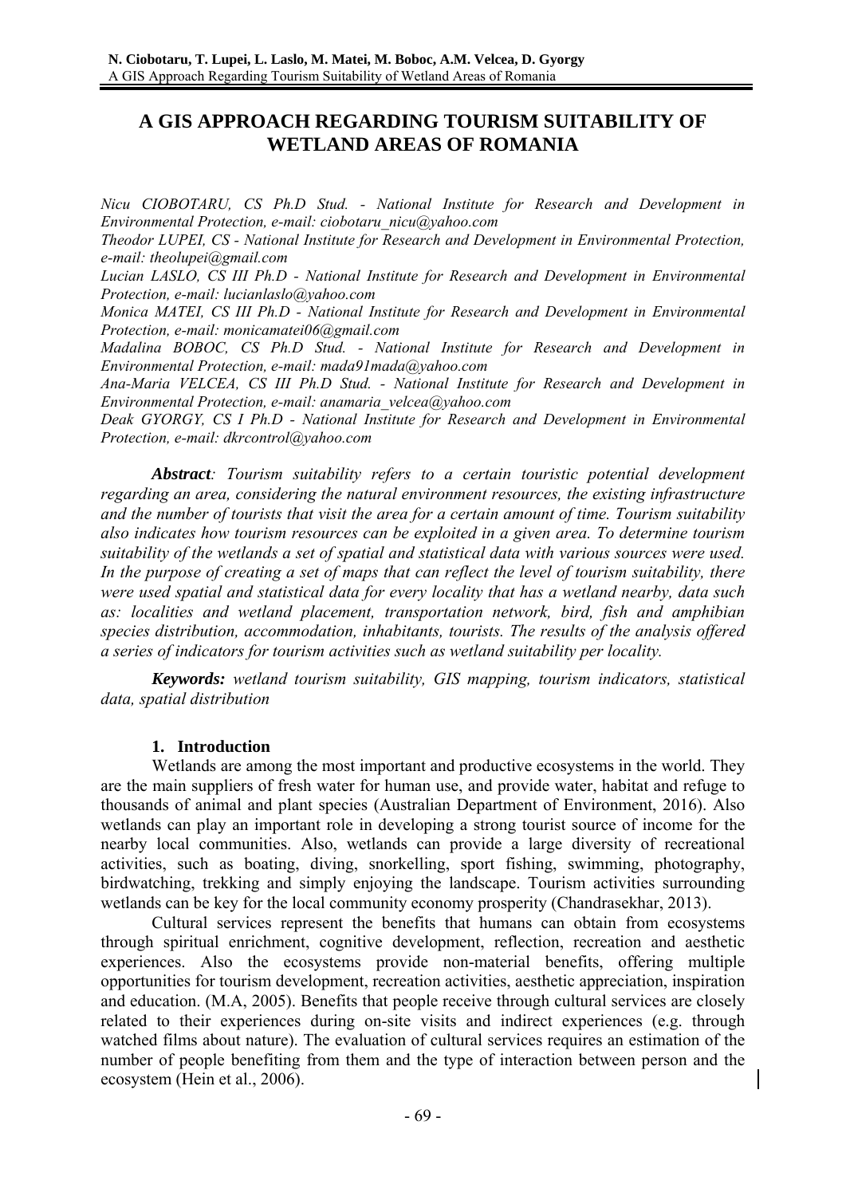# A GIS APPROACH REGARDING TOURISM SUITABILITY OF WETLAND AREAS OF ROMANIA

*Nicu CIOBOTARU, CS Ph.D Stud. - National Institute for Research and Development in Environmental Protection, e-mail: ciobotaru_nicu@yahoo.com*

*Theodor LUPEI, CS - National Institute for Research and Development in Environmental Protection, e-mail: theolupei@gmail.com*

*Lucian LASLO, CS III Ph.D - National Institute for Research and Development in Environmental Protection, e-mail: lucianlaslo@yahoo.com*

*Monica MATEI, CS III Ph.D - National Institute for Research and Development in Environmental Protection, e-mail: monicamatei06@gmail.com*

*Madalina BOBOC, CS Ph.D Stud. - National Institute for Research and Development in Environmental Protection, e-mail: mada91mada@yahoo.com*

*Ana-Maria VELCEA, CS III Ph.D Stud. - National Institute for Research and Development in Environmental Protection, e-mail: anamaria_velcea@yahoo.com*

*Deak GYORGY, CS I Ph.D - National Institute for Research and Development in Environmental Protection, e-mail: dkrcontrol@yahoo.com*

***Abstract**: Tourism suitability refers to a certain touristic potential development regarding an area, considering the natural environment resources, the existing infrastructure and the number of tourists that visit the area for a certain amount of time. Tourism suitability also indicates how tourism resources can be exploited in a given area. To determine tourism suitability of the wetlands a set of spatial and statistical data with various sources were used. In the purpose of creating a set of maps that can reflect the level of tourism suitability, there were used spatial and statistical data for every locality that has a wetland nearby, data such as: localities and wetland placement, transportation network, bird, fish and amphibian species distribution, accommodation, inhabitants, tourists. The results of the analysis offered a series of indicators for tourism activities such as wetland suitability per locality.*

***Keywords:** wetland tourism suitability, GIS mapping, tourism indicators, statistical data, spatial distribution*

## 1. Introduction

Wetlands are among the most important and productive ecosystems in the world. They are the main suppliers of fresh water for human use, and provide water, habitat and refuge to thousands of animal and plant species (Australian Department of Environment, 2016). Also wetlands can play an important role in developing a strong tourist source of income for the nearby local communities. Also, wetlands can provide a large diversity of recreational activities, such as boating, diving, snorkelling, sport fishing, swimming, photography, birdwatching, trekking and simply enjoying the landscape. Tourism activities surrounding wetlands can be key for the local community economy prosperity (Chandrasekhar, 2013).

Cultural services represent the benefits that humans can obtain from ecosystems through spiritual enrichment, cognitive development, reflection, recreation and aesthetic experiences. Also the ecosystems provide non-material benefits, offering multiple opportunities for tourism development, recreation activities, aesthetic appreciation, inspiration and education. (M.A, 2005). Benefits that people receive through cultural services are closely related to their experiences during on-site visits and indirect experiences (e.g. through watched films about nature). The evaluation of cultural services requires an estimation of the number of people benefiting from them and the type of interaction between person and the ecosystem (Hein et al., 2006).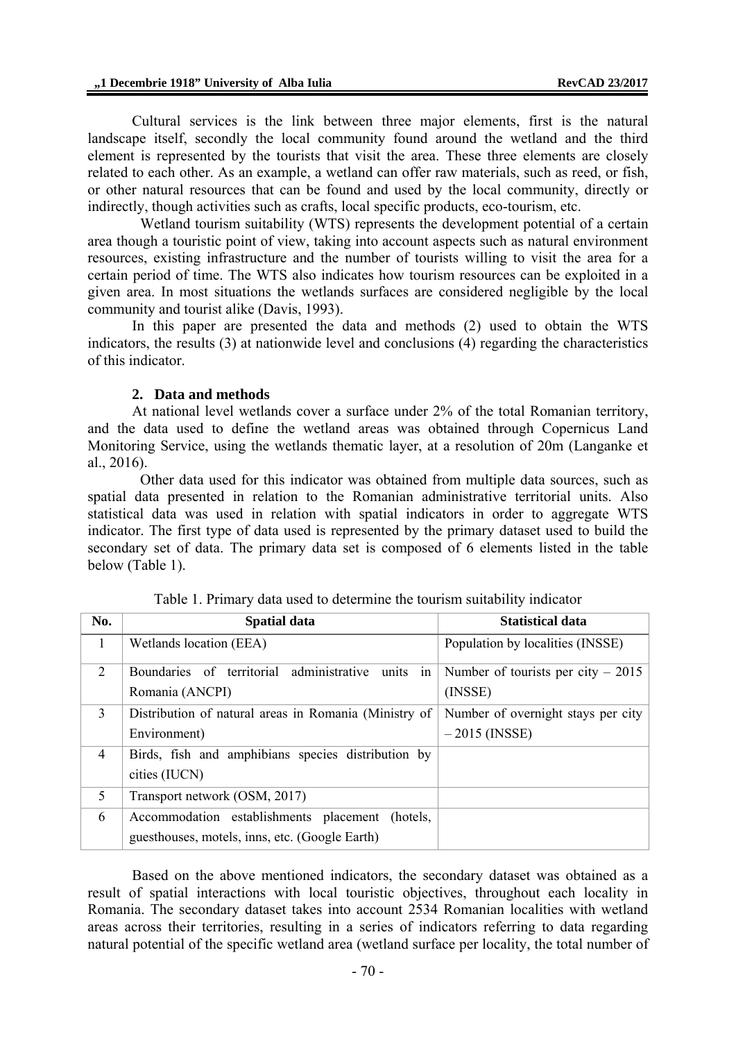Cultural services is the link between three major elements, first is the natural landscape itself, secondly the local community found around the wetland and the third element is represented by the tourists that visit the area. These three elements are closely related to each other. As an example, a wetland can offer raw materials, such as reed, or fish, or other natural resources that can be found and used by the local community, directly or indirectly, though activities such as crafts, local specific products, eco-tourism, etc.

Wetland tourism suitability (WTS) represents the development potential of a certain area though a touristic point of view, taking into account aspects such as natural environment resources, existing infrastructure and the number of tourists willing to visit the area for a certain period of time. The WTS also indicates how tourism resources can be exploited in a given area. In most situations the wetlands surfaces are considered negligible by the local community and tourist alike (Davis, 1993).

In this paper are presented the data and methods (2) used to obtain the WTS indicators, the results (3) at nationwide level and conclusions (4) regarding the characteristics of this indicator.

## 2. Data and methods

At national level wetlands cover a surface under 2% of the total Romanian territory, and the data used to define the wetland areas was obtained through Copernicus Land Monitoring Service, using the wetlands thematic layer, at a resolution of 20m (Langanke et al., 2016).

Other data used for this indicator was obtained from multiple data sources, such as spatial data presented in relation to the Romanian administrative territorial units. Also statistical data was used in relation with spatial indicators in order to aggregate WTS indicator. The first type of data used is represented by the primary dataset used to build the secondary set of data. The primary data set is composed of 6 elements listed in the table below (Table 1).

Table 1. Primary data used to determine the tourism suitability indicator

| No. | Spatial data | Statistical data |
|---|---|---|
| 1 | Wetlands location (EEA) | Population by localities (INSSE) |
| 2 | Boundaries of territorial administrative units in Romania (ANCPI) | Number of tourists per city – 2015 (INSSE) |
| 3 | Distribution of natural areas in Romania (Ministry of Environment) | Number of overnight stays per city – 2015 (INSSE) |
| 4 | Birds, fish and amphibians species distribution by cities (IUCN) | |
| 5 | Transport network (OSM, 2017) | |
| 6 | Accommodation establishments placement (hotels, guesthouses, motels, inns, etc. (Google Earth) | |

Based on the above mentioned indicators, the secondary dataset was obtained as a result of spatial interactions with local touristic objectives, throughout each locality in Romania. The secondary dataset takes into account 2534 Romanian localities with wetland areas across their territories, resulting in a series of indicators referring to data regarding natural potential of the specific wetland area (wetland surface per locality, the total number of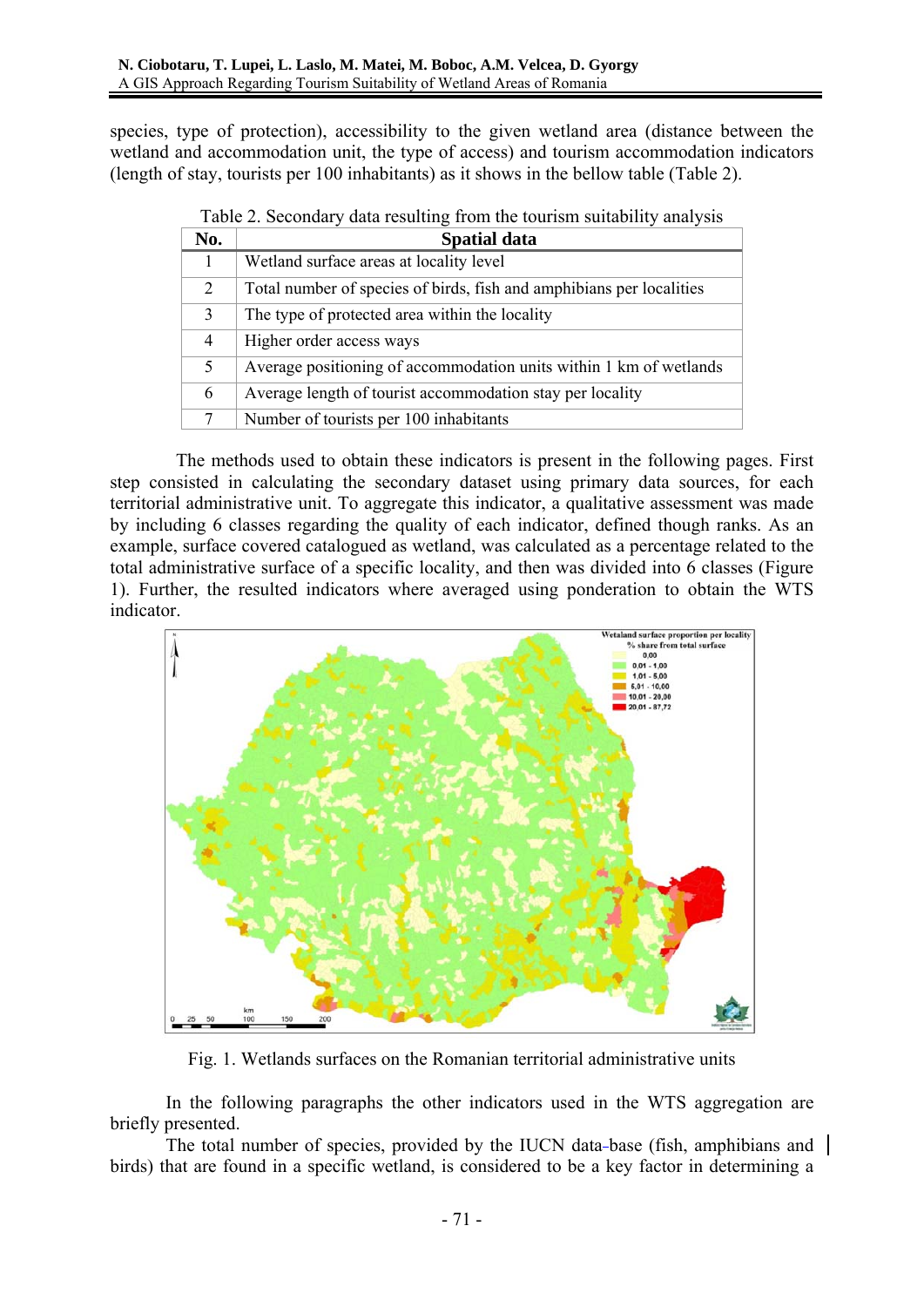species, type of protection), accessibility to the given wetland area (distance between the wetland and accommodation unit, the type of access) and tourism accommodation indicators (length of stay, tourists per 100 inhabitants) as it shows in the bellow table (Table 2).

Table 2. Secondary data resulting from the tourism suitability analysis

| No. | Spatial data |
|---|---|
| 1 | Wetland surface areas at locality level |
| 2 | Total number of species of birds, fish and amphibians per localities |
| 3 | The type of protected area within the locality |
| 4 | Higher order access ways |
| 5 | Average positioning of accommodation units within 1 km of wetlands |
| 6 | Average length of tourist accommodation stay per locality |
| 7 | Number of tourists per 100 inhabitants |

The methods used to obtain these indicators is present in the following pages. First step consisted in calculating the secondary dataset using primary data sources, for each territorial administrative unit. To aggregate this indicator, a qualitative assessment was made by including 6 classes regarding the quality of each indicator, defined though ranks. As an example, surface covered catalogued as wetland, was calculated as a percentage related to the total administrative surface of a specific locality, and then was divided into 6 classes (Figure 1). Further, the resulted indicators where averaged using ponderation to obtain the WTS indicator.

Fig. 1. Wetlands surfaces on the Romanian territorial administrative units

In the following paragraphs the other indicators used in the WTS aggregation are briefly presented.

The total number of species, provided by the IUCN data-base (fish, amphibians and birds) that are found in a specific wetland, is considered to be a key factor in determining a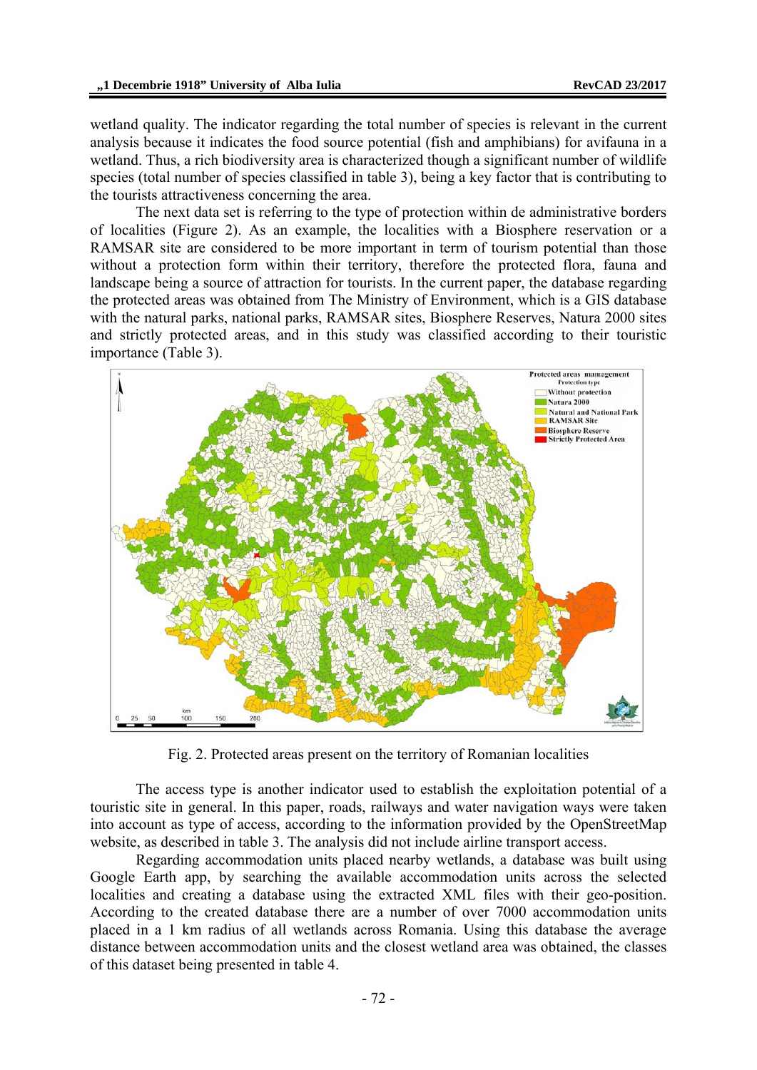wetland quality. The indicator regarding the total number of species is relevant in the current analysis because it indicates the food source potential (fish and amphibians) for avifauna in a wetland. Thus, a rich biodiversity area is characterized though a significant number of wildlife species (total number of species classified in table 3), being a key factor that is contributing to the tourists attractiveness concerning the area.

The next data set is referring to the type of protection within de administrative borders of localities (Figure 2). As an example, the localities with a Biosphere reservation or a RAMSAR site are considered to be more important in term of tourism potential than those without a protection form within their territory, therefore the protected flora, fauna and landscape being a source of attraction for tourists. In the current paper, the database regarding the protected areas was obtained from The Ministry of Environment, which is a GIS database with the natural parks, national parks, RAMSAR sites, Biosphere Reserves, Natura 2000 sites and strictly protected areas, and in this study was classified according to their touristic importance (Table 3).

Fig. 2. Protected areas present on the territory of Romanian localities

The access type is another indicator used to establish the exploitation potential of a touristic site in general. In this paper, roads, railways and water navigation ways were taken into account as type of access, according to the information provided by the OpenStreetMap website, as described in table 3. The analysis did not include airline transport access.

Regarding accommodation units placed nearby wetlands, a database was built using Google Earth app, by searching the available accommodation units across the selected localities and creating a database using the extracted XML files with their geo-position. According to the created database there are a number of over 7000 accommodation units placed in a 1 km radius of all wetlands across Romania. Using this database the average distance between accommodation units and the closest wetland area was obtained, the classes of this dataset being presented in table 4.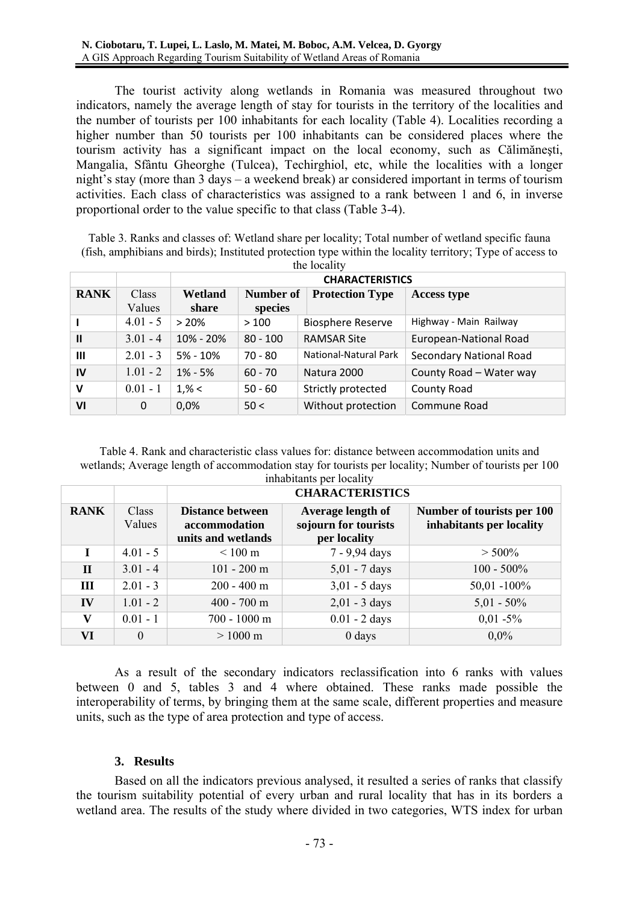The tourist activity along wetlands in Romania was measured throughout two indicators, namely the average length of stay for tourists in the territory of the localities and the number of tourists per 100 inhabitants for each locality (Table 4). Localities recording a higher number than 50 tourists per 100 inhabitants can be considered places where the tourism activity has a significant impact on the local economy, such as Călimăneşti, Mangalia, Sfântu Gheorghe (Tulcea), Techirghiol, etc, while the localities with a longer night's stay (more than 3 days – a weekend break) ar considered important in terms of tourism activities. Each class of characteristics was assigned to a rank between 1 and 6, in inverse proportional order to the value specific to that class (Table 3-4).

Table 3. Ranks and classes of: Wetland share per locality; Total number of wetland specific fauna (fish, amphibians and birds); Instituted protection type within the locality territory; Type of access to the locality

| | | CHARACTERISTICS | | | |
|---|---|---|---|---|---|
| **RANK** | Class Values | **Wetland share** | **Number of species** | **Protection Type** | **Access type** |
| **I** | 4.01 - 5 | > 20% | > 100 | Biosphere Reserve | Highway - Main Railway |
| **II** | 3.01 - 4 | 10% - 20% | 80 - 100 | RAMSAR Site | European-National Road |
| **III** | 2.01 - 3 | 5% - 10% | 70 - 80 | National-Natural Park | Secondary National Road |
| **IV** | 1.01 - 2 | 1% - 5% | 60 - 70 | Natura 2000 | County Road – Water way |
| **V** | 0.01 - 1 | 1,% < | 50 - 60 | Strictly protected | County Road |
| **VI** | 0 | 0,0% | 50 < | Without protection | Commune Road |

Table 4. Rank and characteristic class values for: distance between accommodation units and wetlands; Average length of accommodation stay for tourists per locality; Number of tourists per 100 inhabitants per locality

| | | CHARACTERISTICS | | |
|---|---|---|---|---|
| **RANK** | Class Values | **Distance between accommodation units and wetlands** | **Average length of sojourn for tourists per locality** | **Number of tourists per 100 inhabitants per locality** |
| **I** | 4.01 - 5 | < 100 m | 7 - 9,94 days | > 500% |
| **II** | 3.01 - 4 | 101 - 200 m | 5,01 - 7 days | 100 - 500% |
| **III** | 2.01 - 3 | 200 - 400 m | 3,01 - 5 days | 50,01 -100% |
| **IV** | 1.01 - 2 | 400 - 700 m | 2,01 - 3 days | 5,01 - 50% |
| **V** | 0.01 - 1 | 700 - 1000 m | 0.01 - 2 days | 0,01 -5% |
| **VI** | 0 | > 1000 m | 0 days | 0,0% |

As a result of the secondary indicators reclassification into 6 ranks with values between 0 and 5, tables 3 and 4 where obtained. These ranks made possible the interoperability of terms, by bringing them at the same scale, different properties and measure units, such as the type of area protection and type of access.

### 3. Results

Based on all the indicators previous analysed, it resulted a series of ranks that classify the tourism suitability potential of every urban and rural locality that has in its borders a wetland area. The results of the study where divided in two categories, WTS index for urban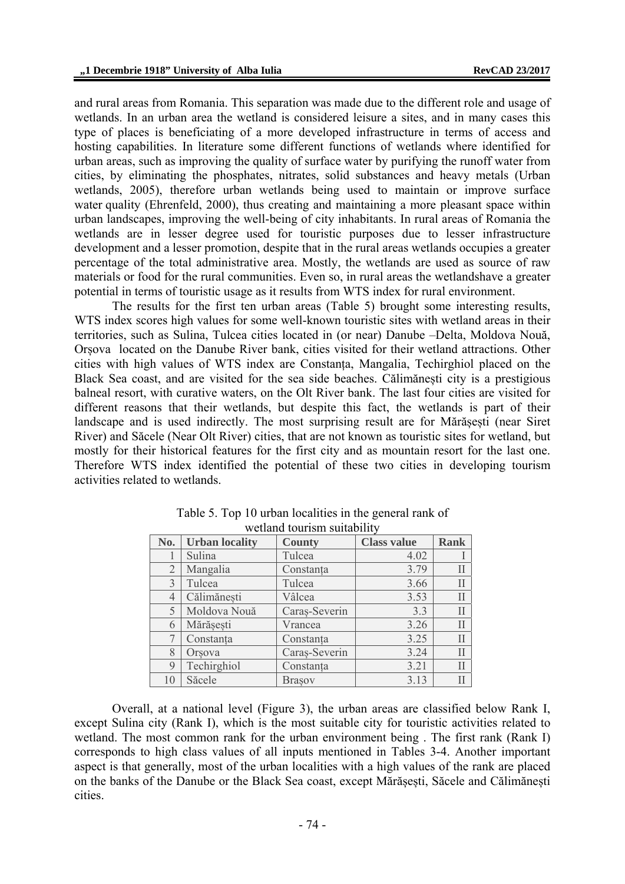and rural areas from Romania. This separation was made due to the different role and usage of wetlands. In an urban area the wetland is considered leisure a sites, and in many cases this type of places is beneficiating of a more developed infrastructure in terms of access and hosting capabilities. In literature some different functions of wetlands where identified for urban areas, such as improving the quality of surface water by purifying the runoff water from cities, by eliminating the phosphates, nitrates, solid substances and heavy metals (Urban wetlands, 2005), therefore urban wetlands being used to maintain or improve surface water quality (Ehrenfeld, 2000), thus creating and maintaining a more pleasant space within urban landscapes, improving the well-being of city inhabitants. In rural areas of Romania the wetlands are in lesser degree used for touristic purposes due to lesser infrastructure development and a lesser promotion, despite that in the rural areas wetlands occupies a greater percentage of the total administrative area. Mostly, the wetlands are used as source of raw materials or food for the rural communities. Even so, in rural areas the wetlandshave a greater potential in terms of touristic usage as it results from WTS index for rural environment.

The results for the first ten urban areas (Table 5) brought some interesting results, WTS index scores high values for some well-known touristic sites with wetland areas in their territories, such as Sulina, Tulcea cities located in (or near) Danube –Delta, Moldova Nouă, Orșova located on the Danube River bank, cities visited for their wetland attractions. Other cities with high values of WTS index are Constanța, Mangalia, Techirghiol placed on the Black Sea coast, and are visited for the sea side beaches. Călimănești city is a prestigious balneal resort, with curative waters, on the Olt River bank. The last four cities are visited for different reasons that their wetlands, but despite this fact, the wetlands is part of their landscape and is used indirectly. The most surprising result are for Mărășești (near Siret River) and Săcele (Near Olt River) cities, that are not known as touristic sites for wetland, but mostly for their historical features for the first city and as mountain resort for the last one. Therefore WTS index identified the potential of these two cities in developing tourism activities related to wetlands.

Table 5. Top 10 urban localities in the general rank of wetland tourism suitability

| No. | Urban locality | County | Class value | Rank |
|---|---|---|---|---|
| 1 | Sulina | Tulcea | 4.02 | I |
| 2 | Mangalia | Constanța | 3.79 | II |
| 3 | Tulcea | Tulcea | 3.66 | II |
| 4 | Călimănești | Vâlcea | 3.53 | II |
| 5 | Moldova Nouă | Caraș-Severin | 3.3 | II |
| 6 | Mărășești | Vrancea | 3.26 | II |
| 7 | Constanța | Constanța | 3.25 | II |
| 8 | Orșova | Caraș-Severin | 3.24 | II |
| 9 | Techirghiol | Constanța | 3.21 | II |
| 10 | Săcele | Brașov | 3.13 | II |

Overall, at a national level (Figure 3), the urban areas are classified below Rank I, except Sulina city (Rank I), which is the most suitable city for touristic activities related to wetland. The most common rank for the urban environment being . The first rank (Rank I) corresponds to high class values of all inputs mentioned in Tables 3-4. Another important aspect is that generally, most of the urban localities with a high values of the rank are placed on the banks of the Danube or the Black Sea coast, except Mărășești, Săcele and Călimănești cities.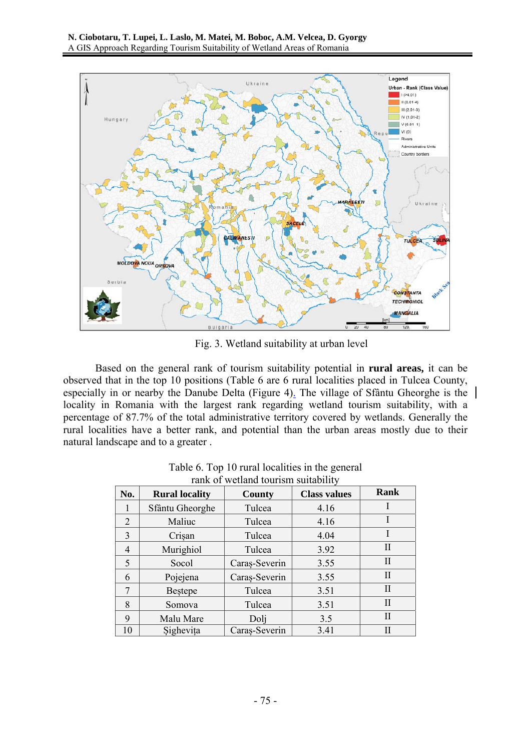Fig. 3. Wetland suitability at urban level

Based on the general rank of tourism suitability potential in **rural areas,** it can be observed that in the top 10 positions (Table 6 are 6 rural localities placed in Tulcea County, especially in or nearby the Danube Delta (Figure 4). The village of Sfântu Gheorghe is the locality in Romania with the largest rank regarding wetland tourism suitability, with a percentage of 87.7% of the total administrative territory covered by wetlands. Generally the rural localities have a better rank, and potential than the urban areas mostly due to their natural landscape and to a greater .

Table 6. Top 10 rural localities in the general rank of wetland tourism suitability

| No. | Rural locality | County | Class values | Rank |
|---|---|---|---|---|
| 1 | Sfântu Gheorghe | Tulcea | 4.16 | I |
| 2 | Maliuc | Tulcea | 4.16 | I |
| 3 | Crişan | Tulcea | 4.04 | I |
| 4 | Murighiol | Tulcea | 3.92 | II |
| 5 | Socol | Caraş-Severin | 3.55 | II |
| 6 | Pojejena | Caraş-Severin | 3.55 | II |
| 7 | Beştepe | Tulcea | 3.51 | II |
| 8 | Somova | Tulcea | 3.51 | II |
| 9 | Malu Mare | Dolj | 3.5 | II |
| 10 | Şigheviţa | Caraş-Severin | 3.41 | II |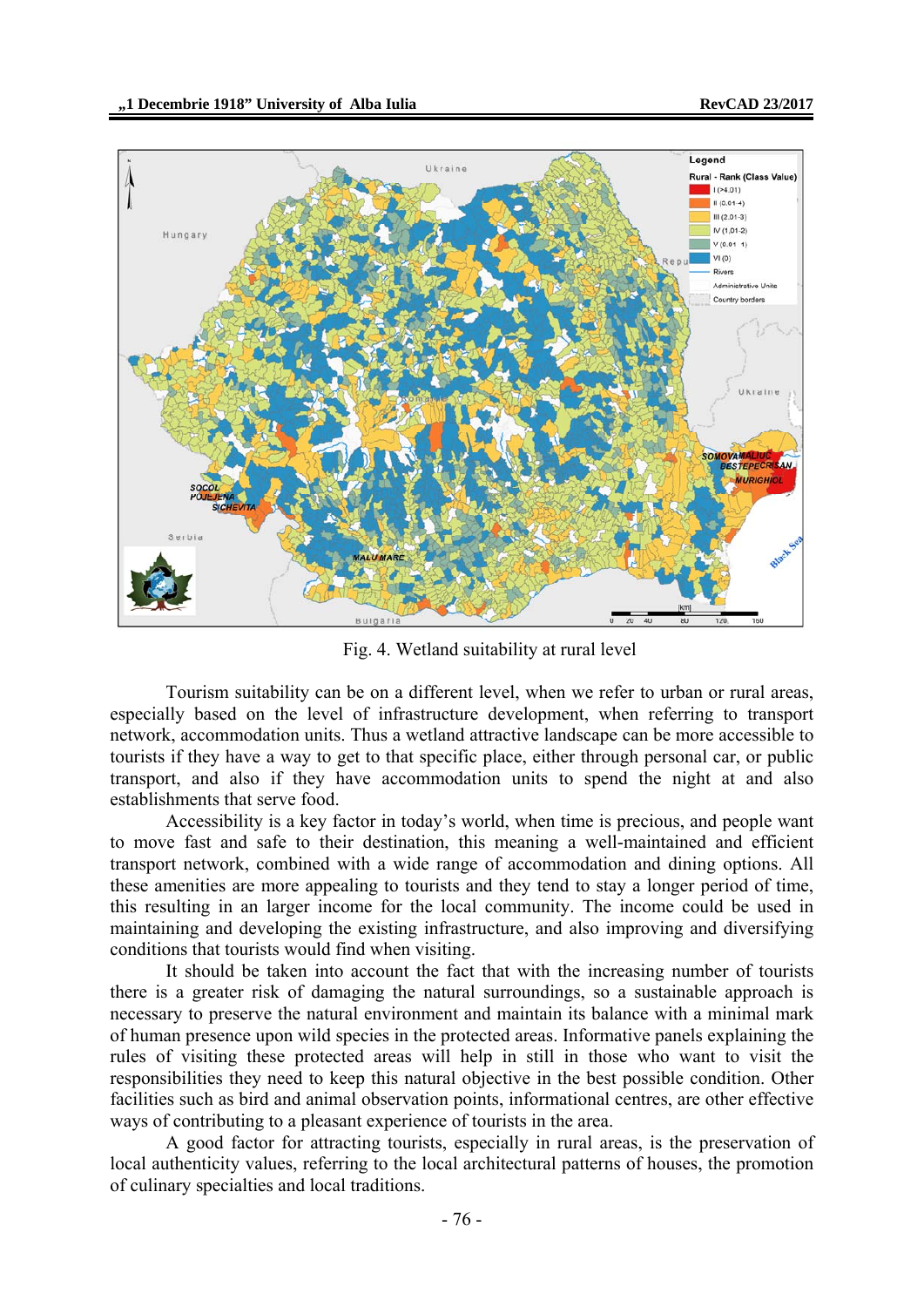Fig. 4. Wetland suitability at rural level

Tourism suitability can be on a different level, when we refer to urban or rural areas, especially based on the level of infrastructure development, when referring to transport network, accommodation units. Thus a wetland attractive landscape can be more accessible to tourists if they have a way to get to that specific place, either through personal car, or public transport, and also if they have accommodation units to spend the night at and also establishments that serve food.

Accessibility is a key factor in today's world, when time is precious, and people want to move fast and safe to their destination, this meaning a well-maintained and efficient transport network, combined with a wide range of accommodation and dining options. All these amenities are more appealing to tourists and they tend to stay a longer period of time, this resulting in an larger income for the local community. The income could be used in maintaining and developing the existing infrastructure, and also improving and diversifying conditions that tourists would find when visiting.

It should be taken into account the fact that with the increasing number of tourists there is a greater risk of damaging the natural surroundings, so a sustainable approach is necessary to preserve the natural environment and maintain its balance with a minimal mark of human presence upon wild species in the protected areas. Informative panels explaining the rules of visiting these protected areas will help in still in those who want to visit the responsibilities they need to keep this natural objective in the best possible condition. Other facilities such as bird and animal observation points, informational centres, are other effective ways of contributing to a pleasant experience of tourists in the area.

A good factor for attracting tourists, especially in rural areas, is the preservation of local authenticity values, referring to the local architectural patterns of houses, the promotion of culinary specialties and local traditions.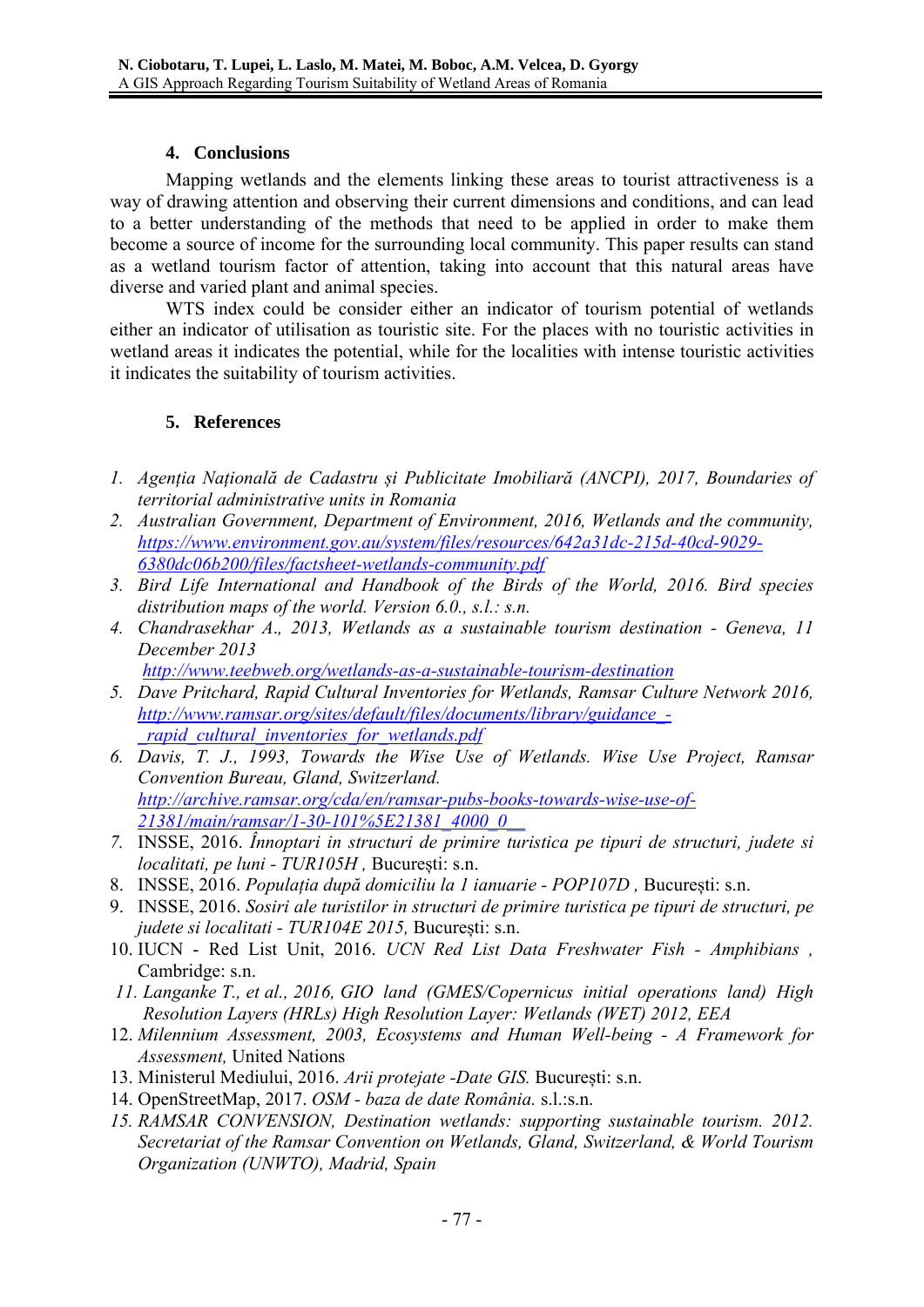## 4. Conclusions

Mapping wetlands and the elements linking these areas to tourist attractiveness is a way of drawing attention and observing their current dimensions and conditions, and can lead to a better understanding of the methods that need to be applied in order to make them become a source of income for the surrounding local community. This paper results can stand as a wetland tourism factor of attention, taking into account that this natural areas have diverse and varied plant and animal species.

WTS index could be consider either an indicator of tourism potential of wetlands either an indicator of utilisation as touristic site. For the places with no touristic activities in wetland areas it indicates the potential, while for the localities with intense touristic activities it indicates the suitability of tourism activities.

## 5. References

1. *Agenția Națională de Cadastru și Publicitate Imobiliară (ANCPI), 2017, Boundaries of territorial administrative units in Romania*
2. *Australian Government, Department of Environment, 2016, Wetlands and the community, https://www.environment.gov.au/system/files/resources/642a31dc-215d-40cd-9029-6380dc06b200/files/factsheet-wetlands-community.pdf*
3. *Bird Life International and Handbook of the Birds of the World, 2016. Bird species distribution maps of the world. Version 6.0., s.l.: s.n.*
4. *Chandrasekhar A., 2013, Wetlands as a sustainable tourism destination - Geneva, 11 December 2013 http://www.teebweb.org/wetlands-as-a-sustainable-tourism-destination*
5. *Dave Pritchard, Rapid Cultural Inventories for Wetlands, Ramsar Culture Network 2016, http://www.ramsar.org/sites/default/files/documents/library/guidance_-_rapid_cultural_inventories_for_wetlands.pdf*
6. *Davis, T. J., 1993, Towards the Wise Use of Wetlands. Wise Use Project, Ramsar Convention Bureau, Gland, Switzerland. http://archive.ramsar.org/cda/en/ramsar-pubs-books-towards-wise-use-of-21381/main/ramsar/1-30-101%5E21381_4000_0__*
7. INSSE, 2016. *Înnoptari in structuri de primire turistica pe tipuri de structuri, judete si localitati, pe luni - TUR105H* , București: s.n.
8. INSSE, 2016. *Populația după domiciliu la 1 ianuarie - POP107D* , București: s.n.
9. INSSE, 2016. *Sosiri ale turistilor in structuri de primire turistica pe tipuri de structuri, pe judete si localitati - TUR104E 2015,* București: s.n.
10. IUCN - Red List Unit, 2016. *UCN Red List Data Freshwater Fish - Amphibians ,* Cambridge: s.n.
11. *Langanke T., et al., 2016, GIO land (GMES/Copernicus initial operations land) High Resolution Layers (HRLs) High Resolution Layer: Wetlands (WET) 2012, EEA*
12. *Milennium Assessment, 2003, Ecosystems and Human Well-being - A Framework for Assessment,* United Nations
13. Ministerul Mediului, 2016. *Arii protejate -Date GIS.* București: s.n.
14. OpenStreetMap, 2017. *OSM - baza de date România.* s.l.:s.n.
15. *RAMSAR CONVENSION, Destination wetlands: supporting sustainable tourism. 2012. Secretariat of the Ramsar Convention on Wetlands, Gland, Switzerland, & World Tourism Organization (UNWTO), Madrid, Spain*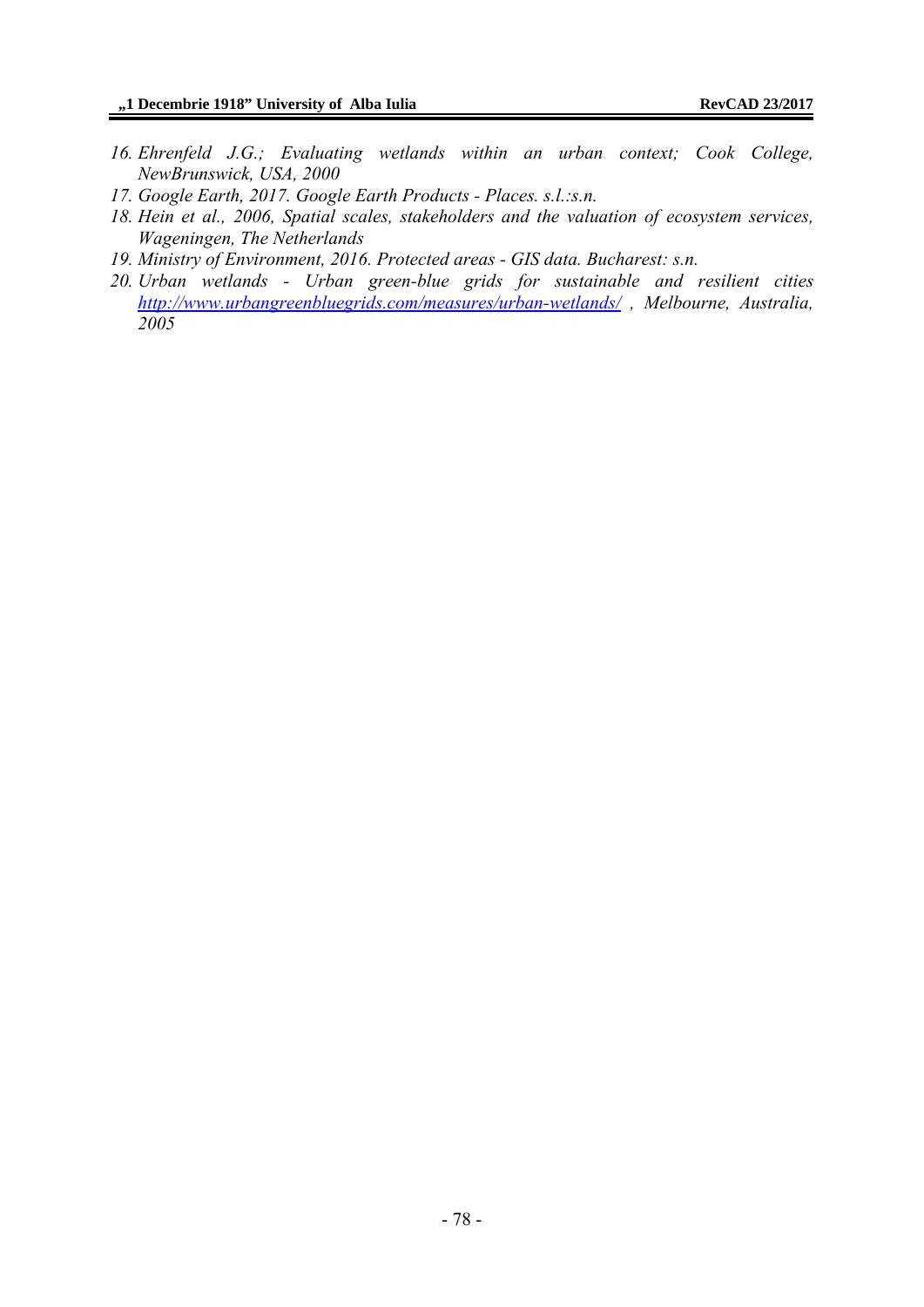16. *Ehrenfeld J.G.; Evaluating wetlands within an urban context; Cook College, NewBrunswick, USA, 2000*
17. *Google Earth, 2017. Google Earth Products - Places. s.l.:s.n.*
18. *Hein et al., 2006, Spatial scales, stakeholders and the valuation of ecosystem services, Wageningen, The Netherlands*
19. *Ministry of Environment, 2016. Protected areas - GIS data. Bucharest: s.n.*
20. *Urban wetlands - Urban green-blue grids for sustainable and resilient cities [http://www.urbangreenbluegrids.com/measures/urban-wetlands/](http://www.urbangreenbluegrids.com/measures/urban-wetlands/) , Melbourne, Australia, 2005*